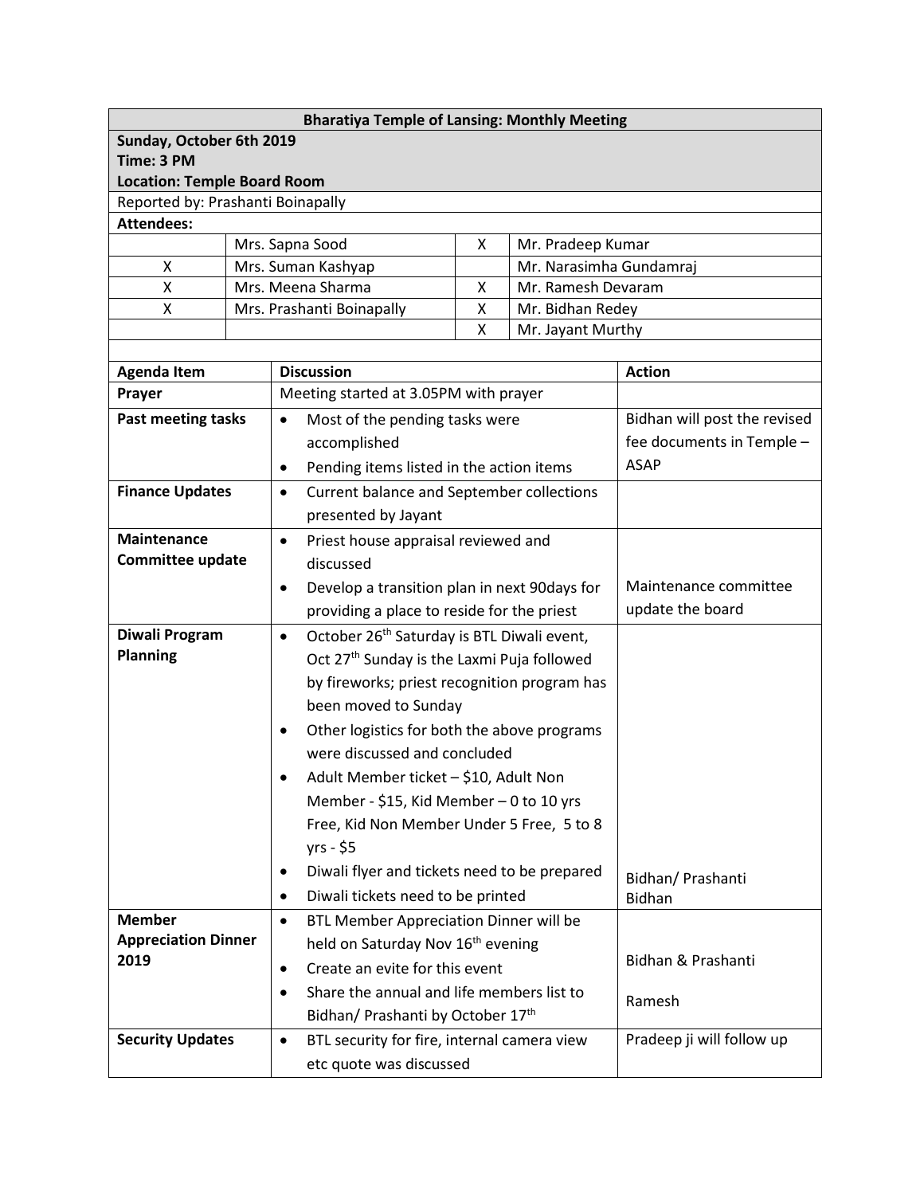| Bharatiya Temple of Lansing: Monthly Meeting | | | |
|---|---|---|---|
| **Sunday, October 6th 2019**<br>**Time: 3 PM**<br>**Location: Temple Board Room** | | | |
| Reported by: Prashanti Boinapally | | | |
| **Attendees:** | | | |
| | Mrs. Sapna Sood | X | Mr. Pradeep Kumar |
| X | Mrs. Suman Kashyap | | Mr. Narasimha Gundamraj |
| X | Mrs. Meena Sharma | X | Mr. Ramesh Devaram |
| X | Mrs. Prashanti Boinapally | X | Mr. Bidhan Redey |
| | | X | Mr. Jayant Murthy |

| Agenda Item | Discussion | Action |
|---|---|---|
| **Prayer** | Meeting started at 3.05PM with prayer | |
| **Past meeting tasks** | • Most of the pending tasks were accomplished<br>• Pending items listed in the action items | Bidhan will post the revised fee documents in Temple – ASAP |
| **Finance Updates** | • Current balance and September collections presented by Jayant | |
| **Maintenance Committee update** | • Priest house appraisal reviewed and discussed<br>• Develop a transition plan in next 90days for providing a place to reside for the priest | Maintenance committee update the board |
| **Diwali Program Planning** | • October 26th Saturday is BTL Diwali event, Oct 27th Sunday is the Laxmi Puja followed by fireworks; priest recognition program has been moved to Sunday<br>• Other logistics for both the above programs were discussed and concluded<br>• Adult Member ticket – $10, Adult Non Member - $15, Kid Member – 0 to 10 yrs Free, Kid Non Member Under 5 Free, 5 to 8 yrs - $5<br>• Diwali flyer and tickets need to be prepared<br>• Diwali tickets need to be printed | Bidhan/ Prashanti<br>Bidhan |
| **Member Appreciation Dinner 2019** | • BTL Member Appreciation Dinner will be held on Saturday Nov 16th evening<br>• Create an evite for this event<br>• Share the annual and life members list to Bidhan/ Prashanti by October 17th | Bidhan & Prashanti<br>Ramesh |
| **Security Updates** | • BTL security for fire, internal camera view etc quote was discussed | Pradeep ji will follow up |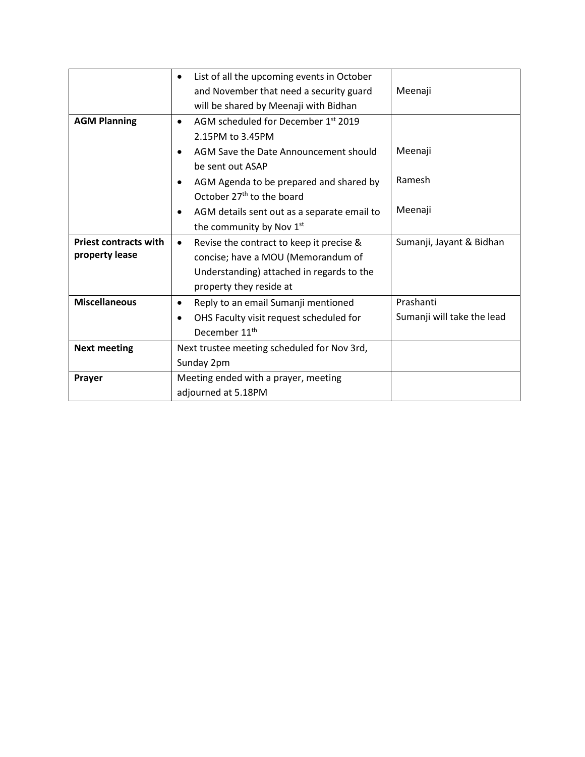| | | |
|---|---|---|
| | • List of all the upcoming events in October and November that need a security guard will be shared by Meenaji with Bidhan | Meenaji |
| **AGM Planning** | • AGM scheduled for December 1st 2019 2.15PM to 3.45PM<br>• AGM Save the Date Announcement should be sent out ASAP<br>• AGM Agenda to be prepared and shared by October 27th to the board<br>• AGM details sent out as a separate email to the community by Nov 1st | <br>Meenaji<br>Ramesh<br>Meenaji |
| **Priest contracts with property lease** | • Revise the contract to keep it precise & concise; have a MOU (Memorandum of Understanding) attached in regards to the property they reside at | Sumanji, Jayant & Bidhan |
| **Miscellaneous** | • Reply to an email Sumanji mentioned<br>• OHS Faculty visit request scheduled for December 11th | Prashanti<br>Sumanji will take the lead |
| **Next meeting** | Next trustee meeting scheduled for Nov 3rd, Sunday 2pm | |
| **Prayer** | Meeting ended with a prayer, meeting adjourned at 5.18PM | |